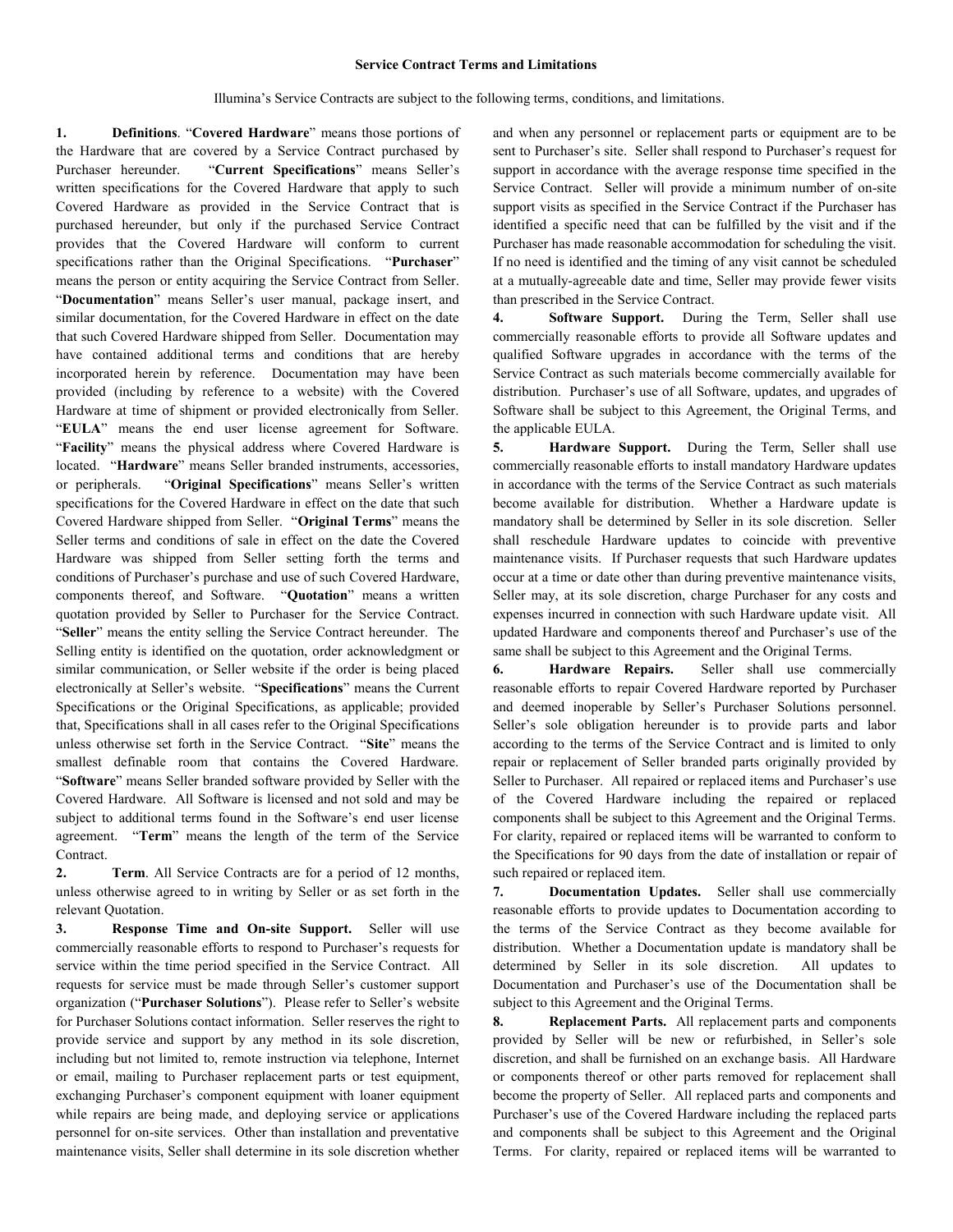## Service Contract Terms and Limitations

Illumina's Service Contracts are subject to the following terms, conditions, and limitations.

**1. Definitions**. "**Covered Hardware**" means those portions of the Hardware that are covered by a Service Contract purchased by Purchaser hereunder. "**Current Specifications**" means Seller's written specifications for the Covered Hardware that apply to such Covered Hardware as provided in the Service Contract that is purchased hereunder, but only if the purchased Service Contract provides that the Covered Hardware will conform to current specifications rather than the Original Specifications. "**Purchaser**" means the person or entity acquiring the Service Contract from Seller. "**Documentation**" means Seller's user manual, package insert, and similar documentation, for the Covered Hardware in effect on the date that such Covered Hardware shipped from Seller. Documentation may have contained additional terms and conditions that are hereby incorporated herein by reference. Documentation may have been provided (including by reference to a website) with the Covered Hardware at time of shipment or provided electronically from Seller. "**EULA**" means the end user license agreement for Software. "**Facility**" means the physical address where Covered Hardware is located. "**Hardware**" means Seller branded instruments, accessories, or peripherals. "**Original Specifications**" means Seller's written specifications for the Covered Hardware in effect on the date that such Covered Hardware shipped from Seller. "**Original Terms**" means the Seller terms and conditions of sale in effect on the date the Covered Hardware was shipped from Seller setting forth the terms and conditions of Purchaser's purchase and use of such Covered Hardware, components thereof, and Software. "**Quotation**" means a written quotation provided by Seller to Purchaser for the Service Contract. "**Seller**" means the entity selling the Service Contract hereunder. The Selling entity is identified on the quotation, order acknowledgment or similar communication, or Seller website if the order is being placed electronically at Seller's website. "**Specifications**" means the Current Specifications or the Original Specifications, as applicable; provided that, Specifications shall in all cases refer to the Original Specifications unless otherwise set forth in the Service Contract. "**Site**" means the smallest definable room that contains the Covered Hardware. "**Software**" means Seller branded software provided by Seller with the Covered Hardware. All Software is licensed and not sold and may be subject to additional terms found in the Software's end user license agreement. "**Term**" means the length of the term of the Service Contract.

**2. Term**. All Service Contracts are for a period of 12 months, unless otherwise agreed to in writing by Seller or as set forth in the relevant Quotation.

**3. Response Time and On-site Support.** Seller will use commercially reasonable efforts to respond to Purchaser's requests for service within the time period specified in the Service Contract. All requests for service must be made through Seller's customer support organization ("**Purchaser Solutions**"). Please refer to Seller's website for Purchaser Solutions contact information. Seller reserves the right to provide service and support by any method in its sole discretion, including but not limited to, remote instruction via telephone, Internet or email, mailing to Purchaser replacement parts or test equipment, exchanging Purchaser's component equipment with loaner equipment while repairs are being made, and deploying service or applications personnel for on-site services. Other than installation and preventative maintenance visits, Seller shall determine in its sole discretion whether and when any personnel or replacement parts or equipment are to be sent to Purchaser's site. Seller shall respond to Purchaser's request for support in accordance with the average response time specified in the Service Contract. Seller will provide a minimum number of on-site support visits as specified in the Service Contract if the Purchaser has identified a specific need that can be fulfilled by the visit and if the Purchaser has made reasonable accommodation for scheduling the visit. If no need is identified and the timing of any visit cannot be scheduled at a mutually-agreeable date and time, Seller may provide fewer visits than prescribed in the Service Contract.

**4. Software Support.** During the Term, Seller shall use commercially reasonable efforts to provide all Software updates and qualified Software upgrades in accordance with the terms of the Service Contract as such materials become commercially available for distribution. Purchaser's use of all Software, updates, and upgrades of Software shall be subject to this Agreement, the Original Terms, and the applicable EULA.

**5. Hardware Support.** During the Term, Seller shall use commercially reasonable efforts to install mandatory Hardware updates in accordance with the terms of the Service Contract as such materials become available for distribution. Whether a Hardware update is mandatory shall be determined by Seller in its sole discretion. Seller shall reschedule Hardware updates to coincide with preventive maintenance visits. If Purchaser requests that such Hardware updates occur at a time or date other than during preventive maintenance visits, Seller may, at its sole discretion, charge Purchaser for any costs and expenses incurred in connection with such Hardware update visit. All updated Hardware and components thereof and Purchaser's use of the same shall be subject to this Agreement and the Original Terms.

**6. Hardware Repairs.** Seller shall use commercially reasonable efforts to repair Covered Hardware reported by Purchaser and deemed inoperable by Seller's Purchaser Solutions personnel. Seller's sole obligation hereunder is to provide parts and labor according to the terms of the Service Contract and is limited to only repair or replacement of Seller branded parts originally provided by Seller to Purchaser. All repaired or replaced items and Purchaser's use of the Covered Hardware including the repaired or replaced components shall be subject to this Agreement and the Original Terms. For clarity, repaired or replaced items will be warranted to conform to the Specifications for 90 days from the date of installation or repair of such repaired or replaced item.

**7. Documentation Updates.** Seller shall use commercially reasonable efforts to provide updates to Documentation according to the terms of the Service Contract as they become available for distribution. Whether a Documentation update is mandatory shall be determined by Seller in its sole discretion. All updates to Documentation and Purchaser's use of the Documentation shall be subject to this Agreement and the Original Terms.

**8. Replacement Parts.** All replacement parts and components provided by Seller will be new or refurbished, in Seller's sole discretion, and shall be furnished on an exchange basis. All Hardware or components thereof or other parts removed for replacement shall become the property of Seller. All replaced parts and components and Purchaser's use of the Covered Hardware including the replaced parts and components shall be subject to this Agreement and the Original Terms. For clarity, repaired or replaced items will be warranted to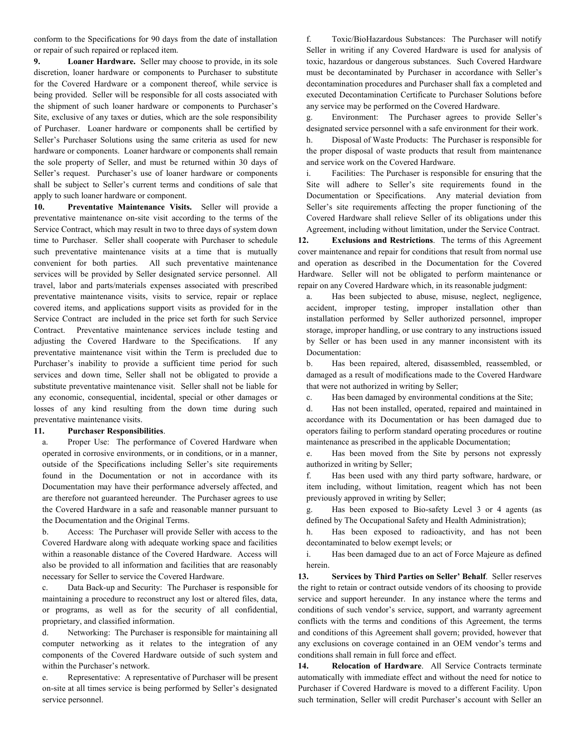conform to the Specifications for 90 days from the date of installation or repair of such repaired or replaced item.

**9. Loaner Hardware.** Seller may choose to provide, in its sole discretion, loaner hardware or components to Purchaser to substitute for the Covered Hardware or a component thereof, while service is being provided. Seller will be responsible for all costs associated with the shipment of such loaner hardware or components to Purchaser's Site, exclusive of any taxes or duties, which are the sole responsibility of Purchaser. Loaner hardware or components shall be certified by Seller's Purchaser Solutions using the same criteria as used for new hardware or components. Loaner hardware or components shall remain the sole property of Seller, and must be returned within 30 days of Seller's request. Purchaser's use of loaner hardware or components shall be subject to Seller's current terms and conditions of sale that apply to such loaner hardware or component.

**10. Preventative Maintenance Visits.** Seller will provide a preventative maintenance on-site visit according to the terms of the Service Contract, which may result in two to three days of system down time to Purchaser. Seller shall cooperate with Purchaser to schedule such preventative maintenance visits at a time that is mutually convenient for both parties. All such preventative maintenance services will be provided by Seller designated service personnel. All travel, labor and parts/materials expenses associated with prescribed preventative maintenance visits, visits to service, repair or replace covered items, and applications support visits as provided for in the Service Contract are included in the price set forth for such Service Contract. Preventative maintenance services include testing and adjusting the Covered Hardware to the Specifications. If any preventative maintenance visit within the Term is precluded due to Purchaser's inability to provide a sufficient time period for such services and down time, Seller shall not be obligated to provide a substitute preventative maintenance visit. Seller shall not be liable for any economic, consequential, incidental, special or other damages or losses of any kind resulting from the down time during such preventative maintenance visits.

**11. Purchaser Responsibilities**.

a. Proper Use: The performance of Covered Hardware when operated in corrosive environments, or in conditions, or in a manner, outside of the Specifications including Seller's site requirements found in the Documentation or not in accordance with its Documentation may have their performance adversely affected, and are therefore not guaranteed hereunder. The Purchaser agrees to use the Covered Hardware in a safe and reasonable manner pursuant to the Documentation and the Original Terms.

b. Access: The Purchaser will provide Seller with access to the Covered Hardware along with adequate working space and facilities within a reasonable distance of the Covered Hardware. Access will also be provided to all information and facilities that are reasonably necessary for Seller to service the Covered Hardware.

c. Data Back-up and Security: The Purchaser is responsible for maintaining a procedure to reconstruct any lost or altered files, data, or programs, as well as for the security of all confidential, proprietary, and classified information.

d. Networking: The Purchaser is responsible for maintaining all computer networking as it relates to the integration of any components of the Covered Hardware outside of such system and within the Purchaser's network.

e. Representative: A representative of Purchaser will be present on-site at all times service is being performed by Seller's designated service personnel.

f. Toxic/BioHazardous Substances: The Purchaser will notify Seller in writing if any Covered Hardware is used for analysis of toxic, hazardous or dangerous substances. Such Covered Hardware must be decontaminated by Purchaser in accordance with Seller's decontamination procedures and Purchaser shall fax a completed and executed Decontamination Certificate to Purchaser Solutions before any service may be performed on the Covered Hardware.

g. Environment: The Purchaser agrees to provide Seller's designated service personnel with a safe environment for their work.

h. Disposal of Waste Products: The Purchaser is responsible for the proper disposal of waste products that result from maintenance and service work on the Covered Hardware.

i. Facilities: The Purchaser is responsible for ensuring that the Site will adhere to Seller's site requirements found in the Documentation or Specifications. Any material deviation from Seller's site requirements affecting the proper functioning of the Covered Hardware shall relieve Seller of its obligations under this Agreement, including without limitation, under the Service Contract.

**12. Exclusions and Restrictions**. The terms of this Agreement cover maintenance and repair for conditions that result from normal use and operation as described in the Documentation for the Covered Hardware. Seller will not be obligated to perform maintenance or repair on any Covered Hardware which, in its reasonable judgment:

a. Has been subjected to abuse, misuse, neglect, negligence, accident, improper testing, improper installation other than installation performed by Seller authorized personnel, improper storage, improper handling, or use contrary to any instructions issued by Seller or has been used in any manner inconsistent with its Documentation:

b. Has been repaired, altered, disassembled, reassembled, or damaged as a result of modifications made to the Covered Hardware that were not authorized in writing by Seller;

c. Has been damaged by environmental conditions at the Site;

d. Has not been installed, operated, repaired and maintained in accordance with its Documentation or has been damaged due to operators failing to perform standard operating procedures or routine maintenance as prescribed in the applicable Documentation;

e. Has been moved from the Site by persons not expressly authorized in writing by Seller;

f. Has been used with any third party software, hardware, or item including, without limitation, reagent which has not been previously approved in writing by Seller;

g. Has been exposed to Bio-safety Level 3 or 4 agents (as defined by The Occupational Safety and Health Administration);

h. Has been exposed to radioactivity, and has not been decontaminated to below exempt levels; or

i. Has been damaged due to an act of Force Majeure as defined herein.

**13. Services by Third Parties on Seller' Behalf**. Seller reserves the right to retain or contract outside vendors of its choosing to provide service and support hereunder. In any instance where the terms and conditions of such vendor's service, support, and warranty agreement conflicts with the terms and conditions of this Agreement, the terms and conditions of this Agreement shall govern; provided, however that any exclusions on coverage contained in an OEM vendor's terms and conditions shall remain in full force and effect.

**14. Relocation of Hardware**. All Service Contracts terminate automatically with immediate effect and without the need for notice to Purchaser if Covered Hardware is moved to a different Facility. Upon such termination, Seller will credit Purchaser's account with Seller an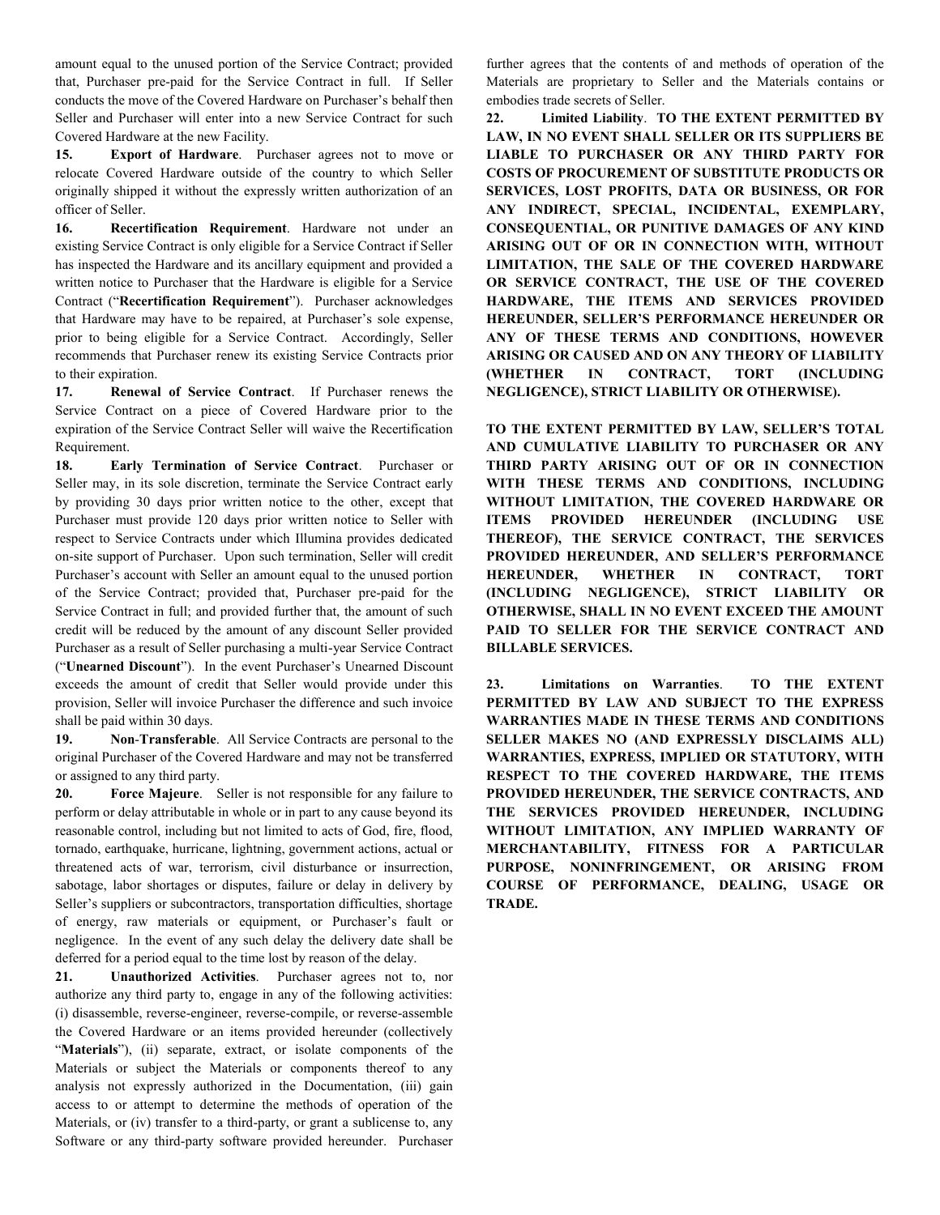amount equal to the unused portion of the Service Contract; provided that, Purchaser pre-paid for the Service Contract in full. If Seller conducts the move of the Covered Hardware on Purchaser's behalf then Seller and Purchaser will enter into a new Service Contract for such Covered Hardware at the new Facility.

**15. Export of Hardware**. Purchaser agrees not to move or relocate Covered Hardware outside of the country to which Seller originally shipped it without the expressly written authorization of an officer of Seller.

**16. Recertification Requirement**. Hardware not under an existing Service Contract is only eligible for a Service Contract if Seller has inspected the Hardware and its ancillary equipment and provided a written notice to Purchaser that the Hardware is eligible for a Service Contract ("**Recertification Requirement**"). Purchaser acknowledges that Hardware may have to be repaired, at Purchaser's sole expense, prior to being eligible for a Service Contract. Accordingly, Seller recommends that Purchaser renew its existing Service Contracts prior to their expiration.

**17. Renewal of Service Contract**. If Purchaser renews the Service Contract on a piece of Covered Hardware prior to the expiration of the Service Contract Seller will waive the Recertification Requirement.

**18. Early Termination of Service Contract**. Purchaser or Seller may, in its sole discretion, terminate the Service Contract early by providing 30 days prior written notice to the other, except that Purchaser must provide 120 days prior written notice to Seller with respect to Service Contracts under which Illumina provides dedicated on-site support of Purchaser. Upon such termination, Seller will credit Purchaser's account with Seller an amount equal to the unused portion of the Service Contract; provided that, Purchaser pre-paid for the Service Contract in full; and provided further that, the amount of such credit will be reduced by the amount of any discount Seller provided Purchaser as a result of Seller purchasing a multi-year Service Contract ("**Unearned Discount**"). In the event Purchaser's Unearned Discount exceeds the amount of credit that Seller would provide under this provision, Seller will invoice Purchaser the difference and such invoice shall be paid within 30 days.

**19. Non-Transferable**. All Service Contracts are personal to the original Purchaser of the Covered Hardware and may not be transferred or assigned to any third party.

**20. Force Majeure**. Seller is not responsible for any failure to perform or delay attributable in whole or in part to any cause beyond its reasonable control, including but not limited to acts of God, fire, flood, tornado, earthquake, hurricane, lightning, government actions, actual or threatened acts of war, terrorism, civil disturbance or insurrection, sabotage, labor shortages or disputes, failure or delay in delivery by Seller's suppliers or subcontractors, transportation difficulties, shortage of energy, raw materials or equipment, or Purchaser's fault or negligence. In the event of any such delay the delivery date shall be deferred for a period equal to the time lost by reason of the delay.

**21. Unauthorized Activities**. Purchaser agrees not to, nor authorize any third party to, engage in any of the following activities: (i) disassemble, reverse-engineer, reverse-compile, or reverse-assemble the Covered Hardware or an items provided hereunder (collectively "**Materials**"), (ii) separate, extract, or isolate components of the Materials or subject the Materials or components thereof to any analysis not expressly authorized in the Documentation, (iii) gain access to or attempt to determine the methods of operation of the Materials, or (iv) transfer to a third-party, or grant a sublicense to, any Software or any third-party software provided hereunder. Purchaser further agrees that the contents of and methods of operation of the Materials are proprietary to Seller and the Materials contains or embodies trade secrets of Seller.

**22. Limited Liability**. **TO THE EXTENT PERMITTED BY LAW, IN NO EVENT SHALL SELLER OR ITS SUPPLIERS BE LIABLE TO PURCHASER OR ANY THIRD PARTY FOR COSTS OF PROCUREMENT OF SUBSTITUTE PRODUCTS OR SERVICES, LOST PROFITS, DATA OR BUSINESS, OR FOR ANY INDIRECT, SPECIAL, INCIDENTAL, EXEMPLARY, CONSEQUENTIAL, OR PUNITIVE DAMAGES OF ANY KIND ARISING OUT OF OR IN CONNECTION WITH, WITHOUT LIMITATION, THE SALE OF THE COVERED HARDWARE OR SERVICE CONTRACT, THE USE OF THE COVERED HARDWARE, THE ITEMS AND SERVICES PROVIDED HEREUNDER, SELLER'S PERFORMANCE HEREUNDER OR ANY OF THESE TERMS AND CONDITIONS, HOWEVER ARISING OR CAUSED AND ON ANY THEORY OF LIABILITY (WHETHER IN CONTRACT, TORT (INCLUDING NEGLIGENCE), STRICT LIABILITY OR OTHERWISE).**

**TO THE EXTENT PERMITTED BY LAW, SELLER'S TOTAL AND CUMULATIVE LIABILITY TO PURCHASER OR ANY THIRD PARTY ARISING OUT OF OR IN CONNECTION WITH THESE TERMS AND CONDITIONS, INCLUDING WITHOUT LIMITATION, THE COVERED HARDWARE OR ITEMS PROVIDED HEREUNDER (INCLUDING USE THEREOF), THE SERVICE CONTRACT, THE SERVICES PROVIDED HEREUNDER, AND SELLER'S PERFORMANCE HEREUNDER, WHETHER IN CONTRACT, TORT (INCLUDING NEGLIGENCE), STRICT LIABILITY OR OTHERWISE, SHALL IN NO EVENT EXCEED THE AMOUNT PAID TO SELLER FOR THE SERVICE CONTRACT AND BILLABLE SERVICES.**

**23. Limitations on Warranties. TO THE EXTENT PERMITTED BY LAW AND SUBJECT TO THE EXPRESS WARRANTIES MADE IN THESE TERMS AND CONDITIONS SELLER MAKES NO (AND EXPRESSLY DISCLAIMS ALL) WARRANTIES, EXPRESS, IMPLIED OR STATUTORY, WITH RESPECT TO THE COVERED HARDWARE, THE ITEMS PROVIDED HEREUNDER, THE SERVICE CONTRACTS, AND THE SERVICES PROVIDED HEREUNDER, INCLUDING WITHOUT LIMITATION, ANY IMPLIED WARRANTY OF MERCHANTABILITY, FITNESS FOR A PARTICULAR PURPOSE, NONINFRINGEMENT, OR ARISING FROM COURSE OF PERFORMANCE, DEALING, USAGE OR TRADE.**